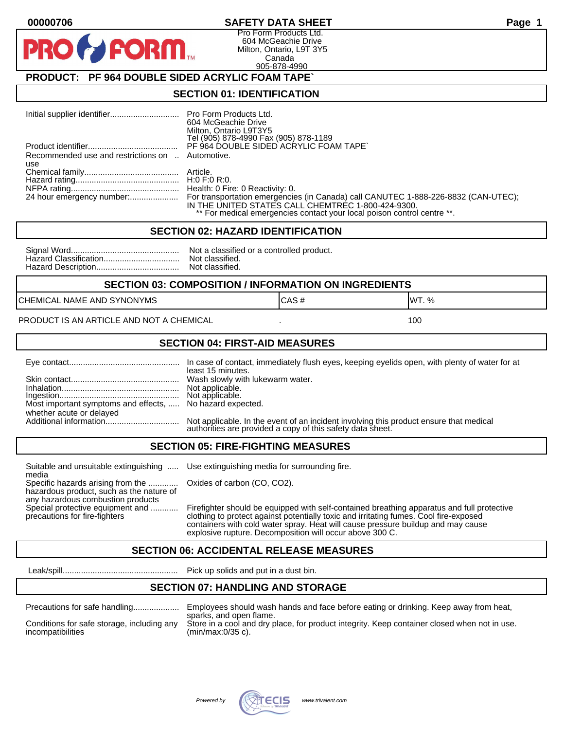00000706

# SAFETY DATA SHEET

Pro Form Products Ltd.
604 McGeachie Drive
Milton, Ontario, L9T 3Y5
Canada
905-878-4990

## PRODUCT: PF 964 DOUBLE SIDED ACRYLIC FOAM TAPE`

## SECTION 01: IDENTIFICATION

| | |
|---|---|
| Initial supplier identifier | Pro Form Products Ltd.<br>604 McGeachie Drive<br>Milton, Ontario L9T3Y5<br>Tel (905) 878-4990 Fax (905) 878-1189 |
| Product identifier | PF 964 DOUBLE SIDED ACRYLIC FOAM TAPE` |
| Recommended use and restrictions on use | Automotive. |
| Chemical family | Article. |
| Hazard rating | H:0 F:0 R:0. |
| NFPA rating | Health: 0 Fire: 0 Reactivity: 0. |
| 24 hour emergency number: | For transportation emergencies (in Canada) call CANUTEC 1-888-226-8832 (CAN-UTEC); IN THE UNITED STATES CALL CHEMTREC 1-800-424-9300.<br>** For medical emergencies contact your local poison control centre **. |

## SECTION 02: HAZARD IDENTIFICATION

| | |
|---|---|
| Signal Word | Not a classified or a controlled product. |
| Hazard Classification | Not classified. |
| Hazard Description | Not classified. |

## SECTION 03: COMPOSITION / INFORMATION ON INGREDIENTS

| CHEMICAL NAME AND SYNONYMS | CAS # | WT. % |
|---|---|---|
| PRODUCT IS AN ARTICLE AND NOT A CHEMICAL | . | 100 |

## SECTION 04: FIRST-AID MEASURES

| | |
|---|---|
| Eye contact | In case of contact, immediately flush eyes, keeping eyelids open, with plenty of water for at least 15 minutes. |
| Skin contact | Wash slowly with lukewarm water. |
| Inhalation | Not applicable. |
| Ingestion | Not applicable. |
| Most important symptoms and effects, whether acute or delayed | No hazard expected. |
| Additional information | Not applicable. In the event of an incident involving this product ensure that medical authorities are provided a copy of this safety data sheet. |

## SECTION 05: FIRE-FIGHTING MEASURES

| | |
|---|---|
| Suitable and unsuitable extinguishing media | Use extinguishing media for surrounding fire. |
| Specific hazards arising from the hazardous product, such as the nature of any hazardous combustion products | Oxides of carbon (CO, $CO_2$). |
| Special protective equipment and precautions for fire-fighters | Firefighter should be equipped with self-contained breathing apparatus and full protective clothing to protect against potentially toxic and irritating fumes. Cool fire-exposed containers with cold water spray. Heat will cause pressure buildup and may cause explosive rupture. Decomposition will occur above 300 C. |

## SECTION 06: ACCIDENTAL RELEASE MEASURES

| | |
|---|---|
| Leak/spill | Pick up solids and put in a dust bin. |

## SECTION 07: HANDLING AND STORAGE

| | |
|---|---|
| Precautions for safe handling | Employees should wash hands and face before eating or drinking. Keep away from heat, sparks, and open flame. |
| Conditions for safe storage, including any incompatibilities | Store in a cool and dry place, for product integrity. Keep container closed when not in use. (min/max:0/35 c). |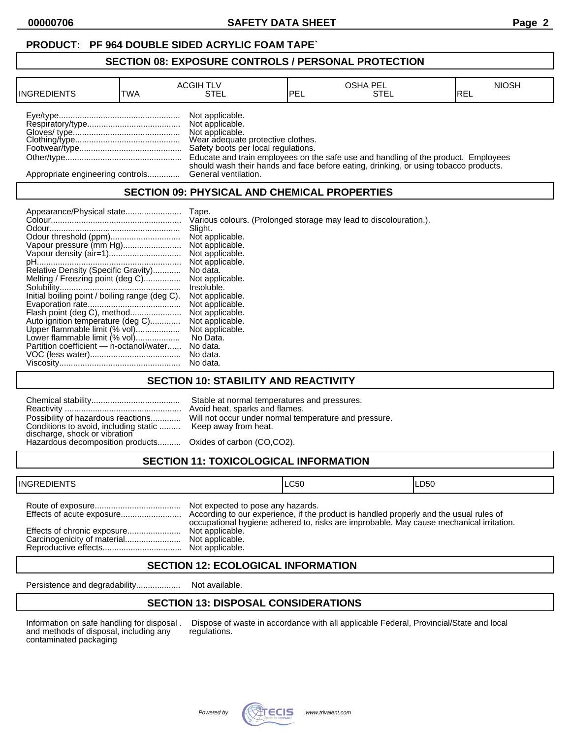**PRODUCT: PF 964 DOUBLE SIDED ACRYLIC FOAM TAPE`**

## SECTION 08: EXPOSURE CONTROLS / PERSONAL PROTECTION

| INGREDIENTS | ACGIH TLV | | OSHA PEL | | NIOSH |
|---|---|---|---|---|---|
| | TWA | STEL | PEL | STEL | REL |

Eye/type.................................................... Not applicable.
Respiratory/type........................................ Not applicable.
Gloves/ type.............................................. Not applicable.
Clothing/type............................................. Wear adequate protective clothes.
Footwear/type............................................ Safety boots per local regulations.
Other/type.................................................. Educate and train employees on the safe use and handling of the product. Employees should wash their hands and face before eating, drinking, or using tobacco products.
Appropriate engineering controls.............. General ventilation.

## SECTION 09: PHYSICAL AND CHEMICAL PROPERTIES

Appearance/Physical state........................ Tape.
Colour........................................................ Various colours. (Prolonged storage may lead to discolouration.).
Odour......................................................... Slight.
Odour threshold (ppm).............................. Not applicable.
Vapour pressure (mm Hg)......................... Not applicable.
Vapour density (air=1).............................. Not applicable.
pH.............................................................. Not applicable.
Relative Density (Specific Gravity)............ No data.
Melting / Freezing point (deg C)................ Not applicable.
Solubility..................................................... Insoluble.
Initial boiling point / boiling range (deg C). Not applicable.
Evaporation rate........................................ Not applicable.
Flash point (deg C), method...................... Not applicable.
Auto ignition temperature (deg C)............. Not applicable.
Upper flammable limit (% vol)................... Not applicable.
Lower flammable limit (% vol)................... No Data.
Partition coefficient — n-octanol/water...... No data.
VOC (less water)....................................... No data.
Viscosity.................................................... No data.

## SECTION 10: STABILITY AND REACTIVITY

Chemical stability...................................... Stable at normal temperatures and pressures.
Reactivity .................................................. Avoid heat, sparks and flames.
Possibility of hazardous reactions............. Will not occur under normal temperature and pressure.
Conditions to avoid, including static discharge, shock or vibration ......... Keep away from heat.
Hazardous decomposition products.......... Oxides of carbon (CO,CO2).

## SECTION 11: TOXICOLOGICAL INFORMATION

| INGREDIENTS | LC50 | LD50 |
|---|---|---|

Route of exposure..................................... Not expected to pose any hazards.
Effects of acute exposure.......................... According to our experience, if the product is handled properly and the usual rules of occupational hygiene adhered to, risks are improbable. May cause mechanical irritation.
Effects of chronic exposure....................... Not applicable.
Carcinogenicity of material........................ Not applicable.
Reproductive effects.................................. Not applicable.

## SECTION 12: ECOLOGICAL INFORMATION

Persistence and degradability................... Not available.

## SECTION 13: DISPOSAL CONSIDERATIONS

Information on safe handling for disposal and methods of disposal, including any contaminated packaging . Dispose of waste in accordance with all applicable Federal, Provincial/State and local regulations.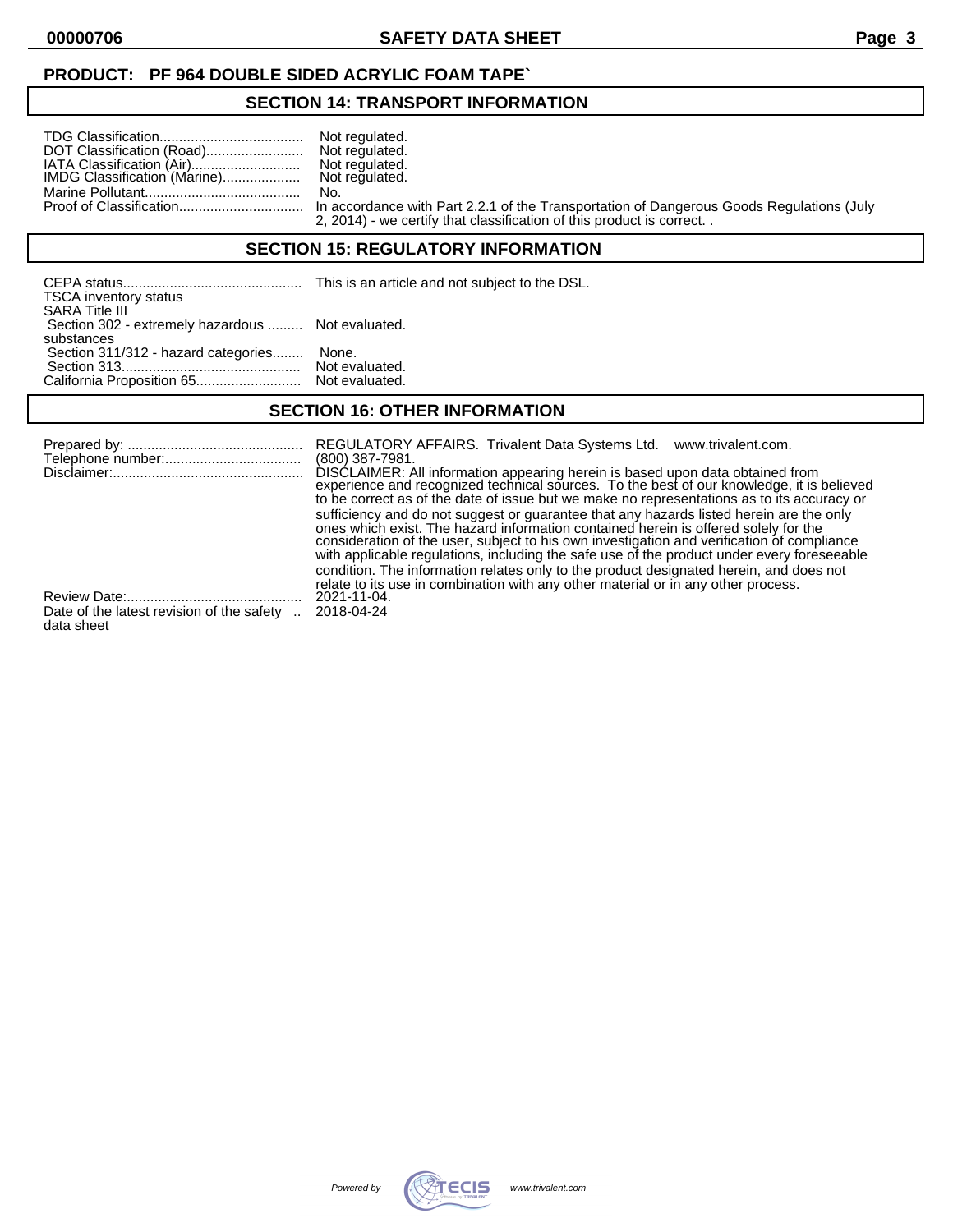**PRODUCT: PF 964 DOUBLE SIDED ACRYLIC FOAM TAPE`**

## SECTION 14: TRANSPORT INFORMATION

| | |
|---|---|
| TDG Classification | Not regulated. |
| DOT Classification (Road) | Not regulated. |
| IATA Classification (Air) | Not regulated. |
| IMDG Classification (Marine) | Not regulated. |
| Marine Pollutant | No. |
| Proof of Classification | In accordance with Part 2.2.1 of the Transportation of Dangerous Goods Regulations (July 2, 2014) - we certify that classification of this product is correct. . |

## SECTION 15: REGULATORY INFORMATION

| | |
|---|---|
| CEPA status | This is an article and not subject to the DSL. |
| TSCA inventory status | |
| SARA Title III | |
| Section 302 - extremely hazardous substances | Not evaluated. |
| Section 311/312 - hazard categories | None. |
| Section 313 | Not evaluated. |
| California Proposition 65 | Not evaluated. |

## SECTION 16: OTHER INFORMATION

| | |
|---|---|
| Prepared by: | REGULATORY AFFAIRS. Trivalent Data Systems Ltd. www.trivalent.com. |
| Telephone number: | (800) 387-7981. |
| Disclaimer: | DISCLAIMER: All information appearing herein is based upon data obtained from experience and recognized technical sources. To the best of our knowledge, it is believed to be correct as of the date of issue but we make no representations as to its accuracy or sufficiency and do not suggest or guarantee that any hazards listed herein are the only ones which exist. The hazard information contained herein is offered solely for the consideration of the user, subject to his own investigation and verification of compliance with applicable regulations, including the safe use of the product under every foreseeable condition. The information relates only to the product designated herein, and does not relate to its use in combination with any other material or in any other process. |
| Review Date: | 2021-11-04. |
| Date of the latest revision of the safety data sheet | 2018-04-24 |